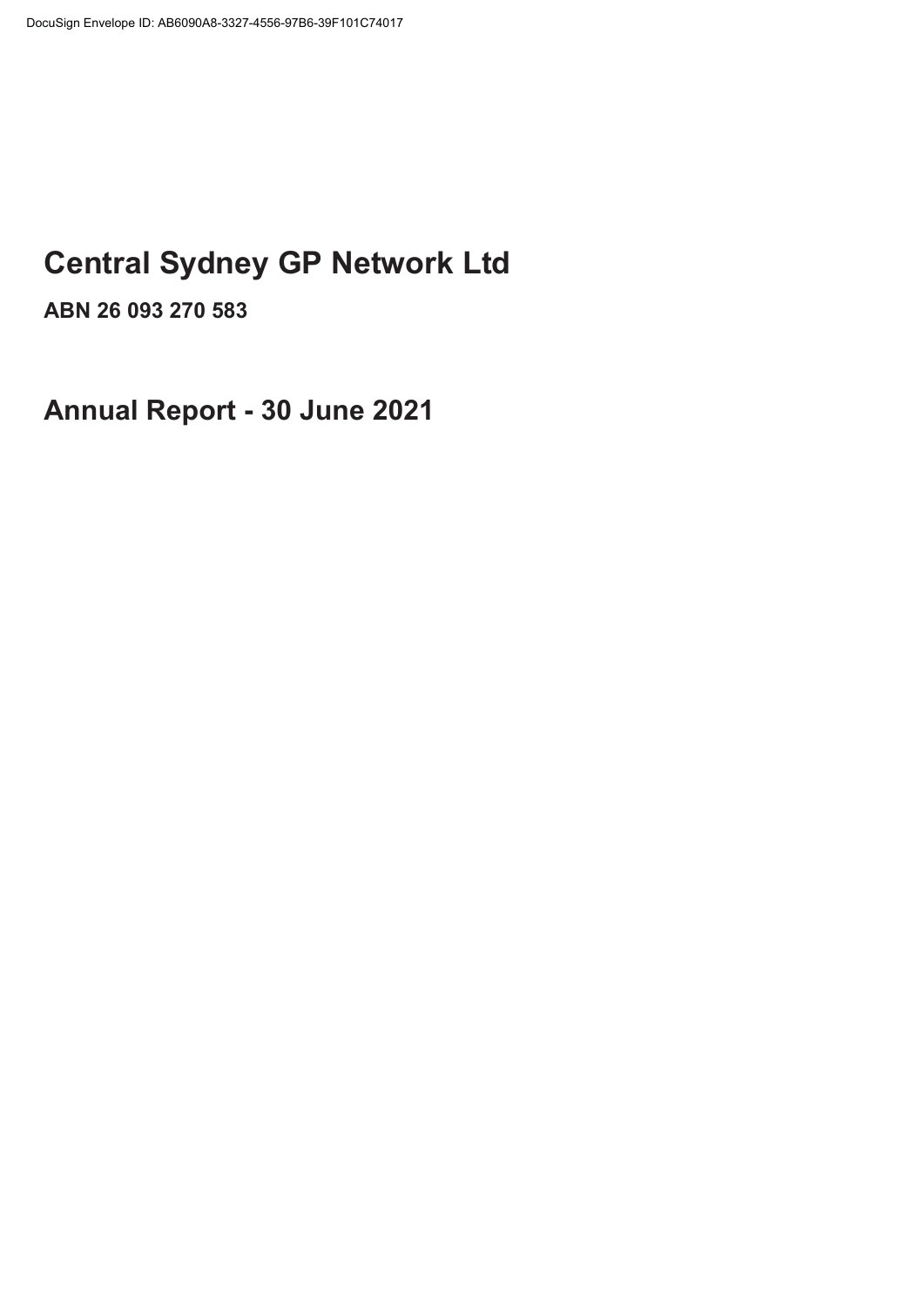DocuSign Envelope ID: AB6090A8-3327-4556-97B6-39F101C74017

# Central Sydney GP Network Ltd

**ABN 26 093 270 583**

# Annual Report - 30 June 2021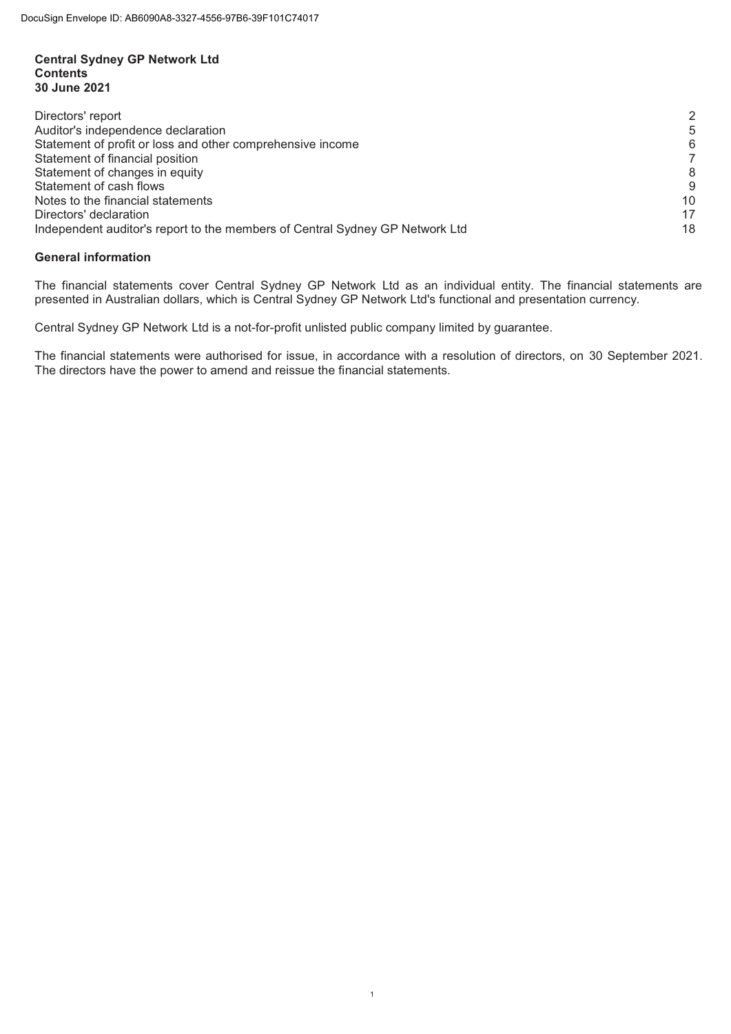DocuSign Envelope ID: AB6090A8-3327-4556-97B6-39F101C74017

**Central Sydney GP Network Ltd**
**Contents**
**30 June 2021**

| | |
|---|---|
| Directors' report | 2 |
| Auditor's independence declaration | 5 |
| Statement of profit or loss and other comprehensive income | 6 |
| Statement of financial position | 7 |
| Statement of changes in equity | 8 |
| Statement of cash flows | 9 |
| Notes to the financial statements | 10 |
| Directors' declaration | 17 |
| Independent auditor's report to the members of Central Sydney GP Network Ltd | 18 |

## General information

The financial statements cover Central Sydney GP Network Ltd as an individual entity. The financial statements are presented in Australian dollars, which is Central Sydney GP Network Ltd's functional and presentation currency.

Central Sydney GP Network Ltd is a not-for-profit unlisted public company limited by guarantee.

The financial statements were authorised for issue, in accordance with a resolution of directors, on 30 September 2021. The directors have the power to amend and reissue the financial statements.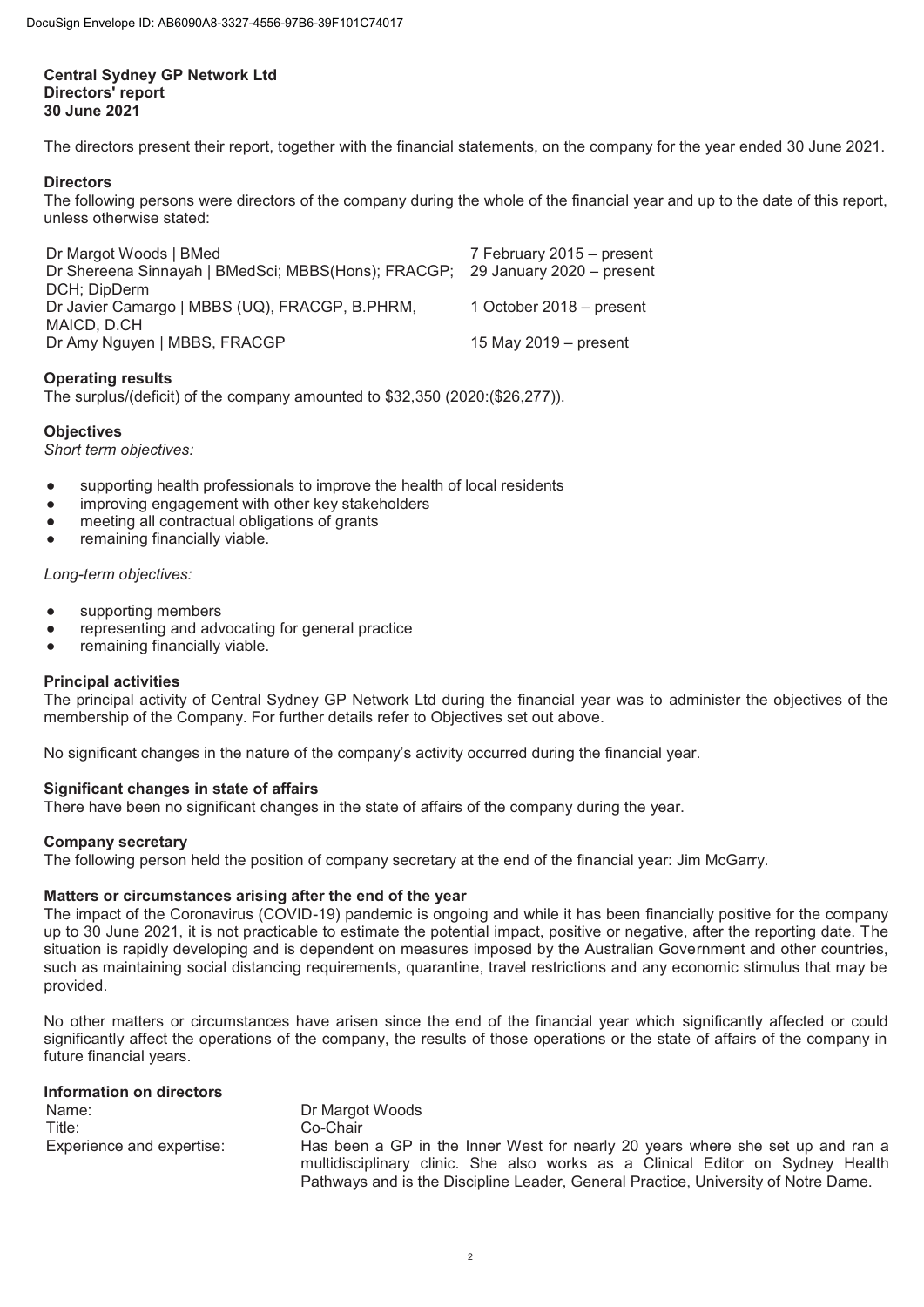**Central Sydney GP Network Ltd**
**Directors' report**
**30 June 2021**

The directors present their report, together with the financial statements, on the company for the year ended 30 June 2021.

**Directors**

The following persons were directors of the company during the whole of the financial year and up to the date of this report, unless otherwise stated:

| | |
|---|---|
| Dr Margot Woods \| BMed | 7 February 2015 – present |
| Dr Shereena Sinnayah \| BMedSci; MBBS(Hons); FRACGP; DCH; DipDerm | 29 January 2020 – present |
| Dr Javier Camargo \| MBBS (UQ), FRACGP, B.PHRM, MAICD, D.CH | 1 October 2018 – present |
| Dr Amy Nguyen \| MBBS, FRACGP | 15 May 2019 – present |

**Operating results**

The surplus/(deficit) of the company amounted to $32,350 (2020:($26,277)).

**Objectives**

*Short term objectives:*

- supporting health professionals to improve the health of local residents
- improving engagement with other key stakeholders
- meeting all contractual obligations of grants
- remaining financially viable.

*Long-term objectives:*

- supporting members
- representing and advocating for general practice
- remaining financially viable.

**Principal activities**

The principal activity of Central Sydney GP Network Ltd during the financial year was to administer the objectives of the membership of the Company. For further details refer to Objectives set out above.

No significant changes in the nature of the company's activity occurred during the financial year.

**Significant changes in state of affairs**

There have been no significant changes in the state of affairs of the company during the year.

**Company secretary**

The following person held the position of company secretary at the end of the financial year: Jim McGarry.

**Matters or circumstances arising after the end of the year**

The impact of the Coronavirus (COVID-19) pandemic is ongoing and while it has been financially positive for the company up to 30 June 2021, it is not practicable to estimate the potential impact, positive or negative, after the reporting date. The situation is rapidly developing and is dependent on measures imposed by the Australian Government and other countries, such as maintaining social distancing requirements, quarantine, travel restrictions and any economic stimulus that may be provided.

No other matters or circumstances have arisen since the end of the financial year which significantly affected or could significantly affect the operations of the company, the results of those operations or the state of affairs of the company in future financial years.

**Information on directors**

| | |
|---|---|
| Name: | Dr Margot Woods |
| Title: | Co-Chair |
| Experience and expertise: | Has been a GP in the Inner West for nearly 20 years where she set up and ran a multidisciplinary clinic. She also works as a Clinical Editor on Sydney Health Pathways and is the Discipline Leader, General Practice, University of Notre Dame. |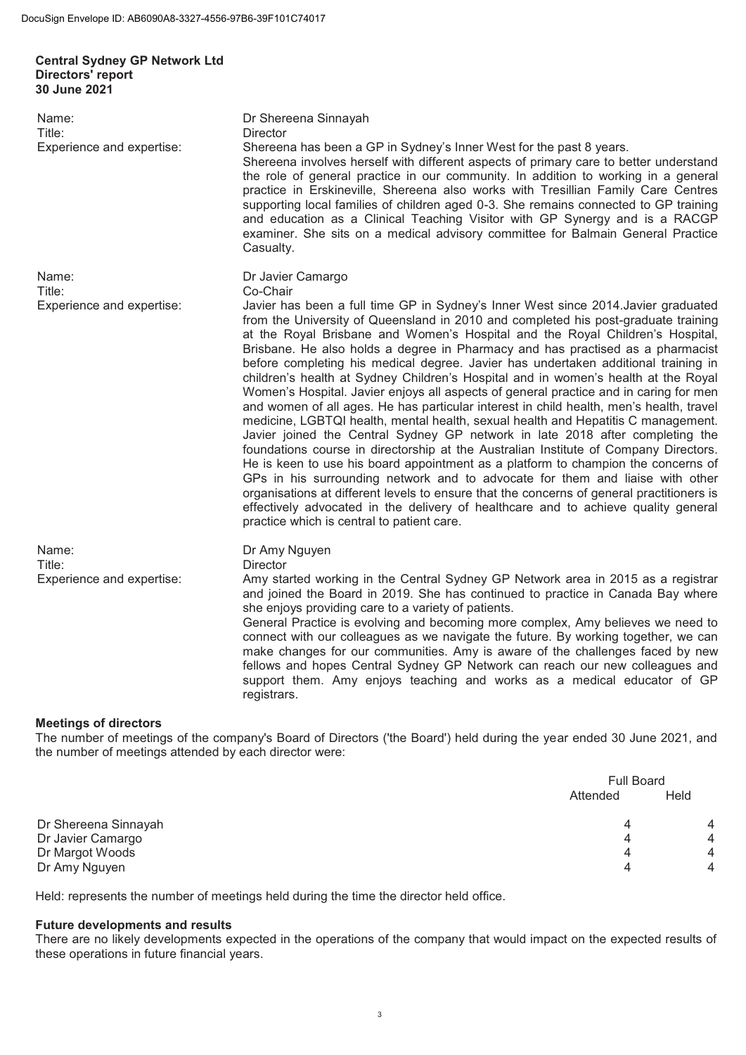**Central Sydney GP Network Ltd**
**Directors' report**
**30 June 2021**

| | |
|---|---|
| Name: | Dr Shereena Sinnayah |
| Title: | Director |
| Experience and expertise: | Shereena has been a GP in Sydney's Inner West for the past 8 years. Shereena involves herself with different aspects of primary care to better understand the role of general practice in our community. In addition to working in a general practice in Erskineville, Shereena also works with Tresillian Family Care Centres supporting local families of children aged 0-3. She remains connected to GP training and education as a Clinical Teaching Visitor with GP Synergy and is a RACGP examiner. She sits on a medical advisory committee for Balmain General Practice Casualty. |

| | |
|---|---|
| Name: | Dr Javier Camargo |
| Title: | Co-Chair |
| Experience and expertise: | Javier has been a full time GP in Sydney's Inner West since 2014.Javier graduated from the University of Queensland in 2010 and completed his post-graduate training at the Royal Brisbane and Women's Hospital and the Royal Children's Hospital, Brisbane. He also holds a degree in Pharmacy and has practised as a pharmacist before completing his medical degree. Javier has undertaken additional training in children's health at Sydney Children's Hospital and in women's health at the Royal Women's Hospital. Javier enjoys all aspects of general practice and in caring for men and women of all ages. He has particular interest in child health, men's health, travel medicine, LGBTQI health, mental health, sexual health and Hepatitis C management. Javier joined the Central Sydney GP network in late 2018 after completing the foundations course in directorship at the Australian Institute of Company Directors. He is keen to use his board appointment as a platform to champion the concerns of GPs in his surrounding network and to advocate for them and liaise with other organisations at different levels to ensure that the concerns of general practitioners is effectively advocated in the delivery of healthcare and to achieve quality general practice which is central to patient care. |

| | |
|---|---|
| Name: | Dr Amy Nguyen |
| Title: | Director |
| Experience and expertise: | Amy started working in the Central Sydney GP Network area in 2015 as a registrar and joined the Board in 2019. She has continued to practice in Canada Bay where she enjoys providing care to a variety of patients. General Practice is evolving and becoming more complex, Amy believes we need to connect with our colleagues as we navigate the future. By working together, we can make changes for our communities. Amy is aware of the challenges faced by new fellows and hopes Central Sydney GP Network can reach our new colleagues and support them. Amy enjoys teaching and works as a medical educator of GP registrars. |

**Meetings of directors**

The number of meetings of the company's Board of Directors ('the Board') held during the year ended 30 June 2021, and the number of meetings attended by each director were:

| | Full Board | |
|---|---|---|
| | Attended | Held |
| Dr Shereena Sinnayah | 4 | 4 |
| Dr Javier Camargo | 4 | 4 |
| Dr Margot Woods | 4 | 4 |
| Dr Amy Nguyen | 4 | 4 |

Held: represents the number of meetings held during the time the director held office.

**Future developments and results**

There are no likely developments expected in the operations of the company that would impact on the expected results of these operations in future financial years.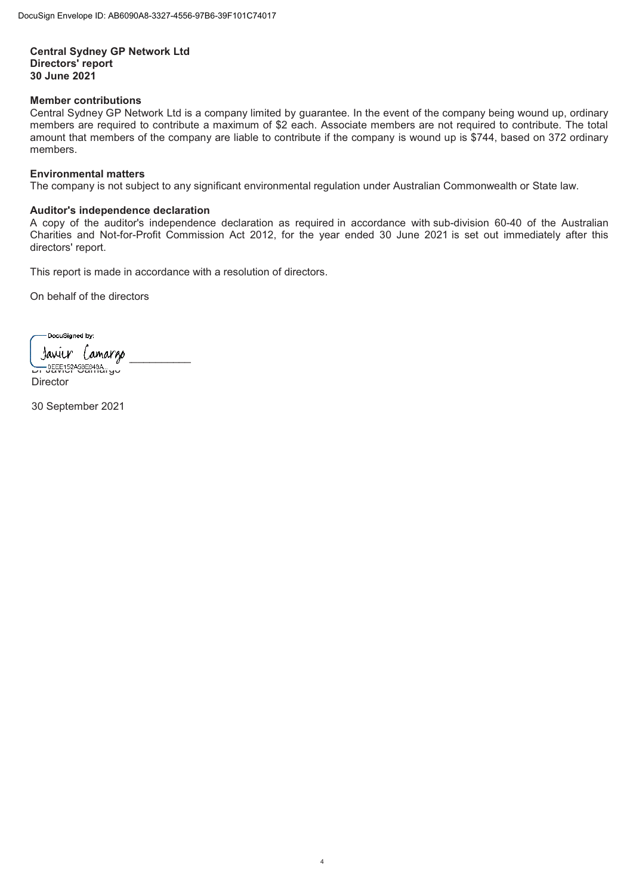**Central Sydney GP Network Ltd**
**Directors' report**
**30 June 2021**

**Member contributions**

Central Sydney GP Network Ltd is a company limited by guarantee. In the event of the company being wound up, ordinary members are required to contribute a maximum of $2 each. Associate members are not required to contribute. The total amount that members of the company are liable to contribute if the company is wound up is $744, based on 372 ordinary members.

**Environmental matters**

The company is not subject to any significant environmental regulation under Australian Commonwealth or State law.

**Auditor's independence declaration**

A copy of the auditor's independence declaration as required in accordance with sub-division 60-40 of the Australian Charities and Not-for-Profit Commission Act 2012, for the year ended 30 June 2021 is set out immediately after this directors' report.

This report is made in accordance with a resolution of directors.

On behalf of the directors

___________________________
Dr Javier Camargo
Director

30 September 2021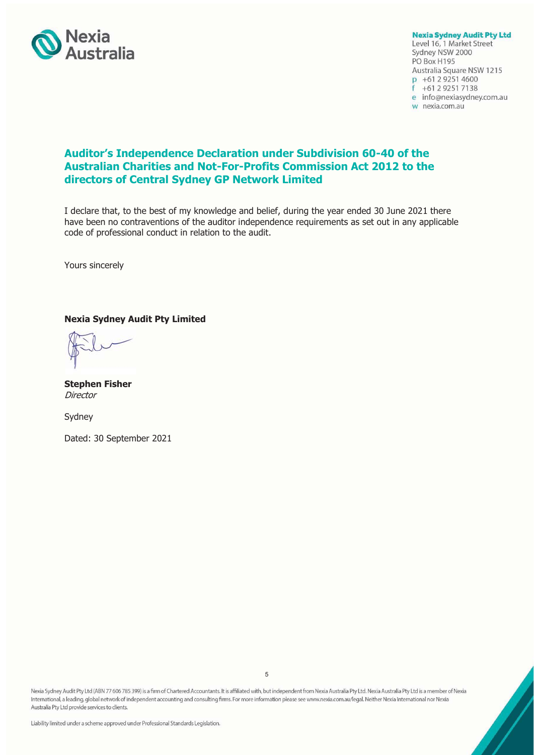Nexia Australia

**Nexia Sydney Audit Pty Ltd**
Level 16, 1 Market Street
Sydney NSW 2000
PO Box H195
Australia Square NSW 1215
p +61 2 9251 4600
f +61 2 9251 7138
e info@nexiasydney.com.au
w nexia.com.au

## Auditor's Independence Declaration under Subdivision 60-40 of the Australian Charities and Not-For-Profits Commission Act 2012 to the directors of Central Sydney GP Network Limited

I declare that, to the best of my knowledge and belief, during the year ended 30 June 2021 there have been no contraventions of the auditor independence requirements as set out in any applicable code of professional conduct in relation to the audit.

Yours sincerely

**Nexia Sydney Audit Pty Limited**

**Stephen Fisher**
*Director*

Sydney

Dated: 30 September 2021

Nexia Sydney Audit Pty Ltd (ABN 77 606 785 399) is a firm of Chartered Accountants. It is affiliated with, but independent from Nexia Australia Pty Ltd. Nexia Australia Pty Ltd is a member of Nexia International, a leading, global network of independent accounting and consulting firms. For more information please see www.nexia.com.au/legal. Neither Nexia International nor Nexia Australia Pty Ltd provide services to clients.

Liability limited under a scheme approved under Professional Standards Legislation.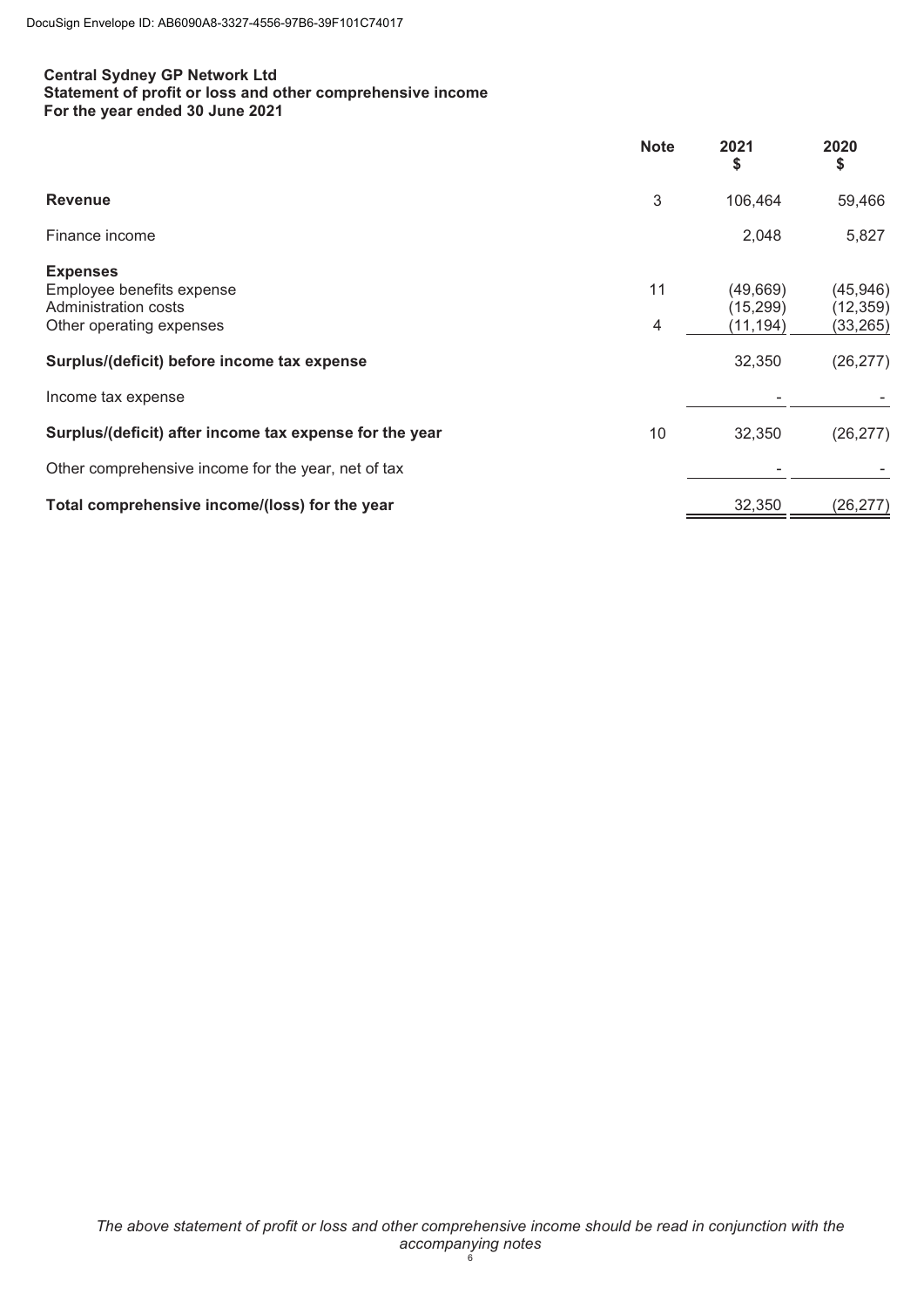**Central Sydney GP Network Ltd**
**Statement of profit or loss and other comprehensive income**
**For the year ended 30 June 2021**

| | Note | 2021 $ | 2020 $ |
|---|---|---|---|
| **Revenue** | 3 | 106,464 | 59,466 |
| Finance income | | 2,048 | 5,827 |
| **Expenses** | | | |
| Employee benefits expense | 11 | (49,669) | (45,946) |
| Administration costs | | (15,299) | (12,359) |
| Other operating expenses | 4 | (11,194) | (33,265) |
| **Surplus/(deficit) before income tax expense** | | 32,350 | (26,277) |
| Income tax expense | | - | - |
| **Surplus/(deficit) after income tax expense for the year** | 10 | 32,350 | (26,277) |
| Other comprehensive income for the year, net of tax | | - | - |
| **Total comprehensive income/(loss) for the year** | | 32,350 | (26,277) |

*The above statement of profit or loss and other comprehensive income should be read in conjunction with the accompanying notes*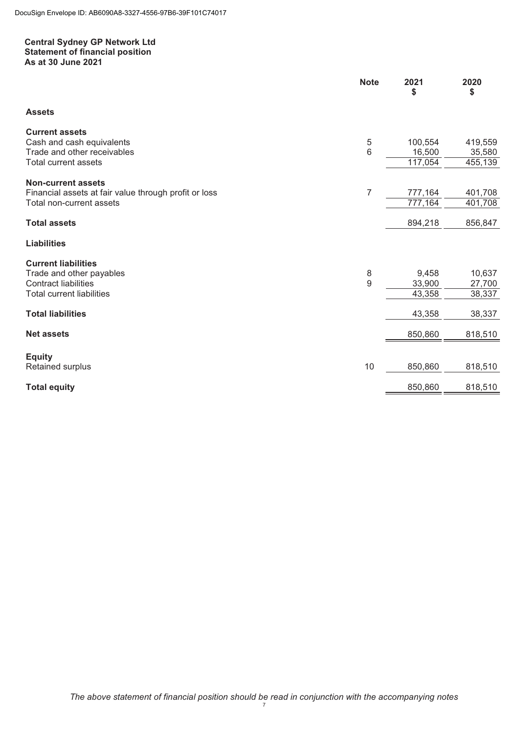# Central Sydney GP Network Ltd
## Statement of financial position
### As at 30 June 2021

| | Note | 2021<br>$ | 2020<br>$ |
|---|---|---|---|
| **Assets** | | | |
| **Current assets** | | | |
| Cash and cash equivalents | 5 | 100,554 | 419,559 |
| Trade and other receivables | 6 | 16,500 | 35,580 |
| Total current assets | | 117,054 | 455,139 |
| **Non-current assets** | | | |
| Financial assets at fair value through profit or loss | 7 | 777,164 | 401,708 |
| Total non-current assets | | 777,164 | 401,708 |
| **Total assets** | | 894,218 | 856,847 |
| **Liabilities** | | | |
| **Current liabilities** | | | |
| Trade and other payables | 8 | 9,458 | 10,637 |
| Contract liabilities | 9 | 33,900 | 27,700 |
| Total current liabilities | | 43,358 | 38,337 |
| **Total liabilities** | | 43,358 | 38,337 |
| **Net assets** | | 850,860 | 818,510 |
| **Equity** | | | |
| Retained surplus | 10 | 850,860 | 818,510 |
| **Total equity** | | 850,860 | 818,510 |

*The above statement of financial position should be read in conjunction with the accompanying notes*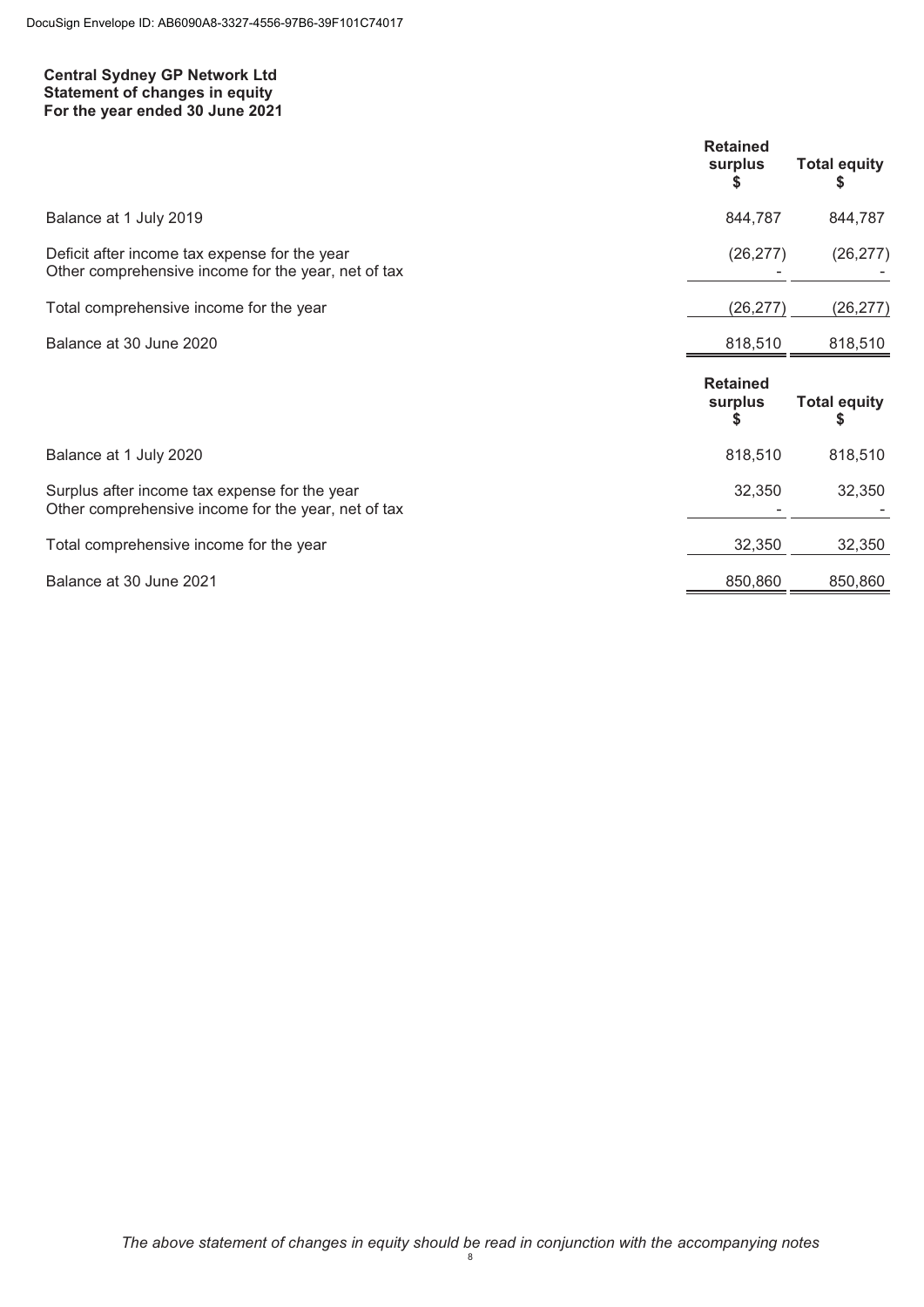DocuSign Envelope ID: AB6090A8-3327-4556-97B6-39F101C74017

**Central Sydney GP Network Ltd**
**Statement of changes in equity**
**For the year ended 30 June 2021**

| | Retained surplus $ | Total equity $ |
|---|---|---|
| Balance at 1 July 2019 | 844,787 | 844,787 |
| Deficit after income tax expense for the year | (26,277) | (26,277) |
| Other comprehensive income for the year, net of tax | - | - |
| Total comprehensive income for the year | (26,277) | (26,277) |
| Balance at 30 June 2020 | 818,510 | 818,510 |

| | Retained surplus $ | Total equity $ |
|---|---|---|
| Balance at 1 July 2020 | 818,510 | 818,510 |
| Surplus after income tax expense for the year | 32,350 | 32,350 |
| Other comprehensive income for the year, net of tax | - | - |
| Total comprehensive income for the year | 32,350 | 32,350 |
| Balance at 30 June 2021 | 850,860 | 850,860 |

*The above statement of changes in equity should be read in conjunction with the accompanying notes*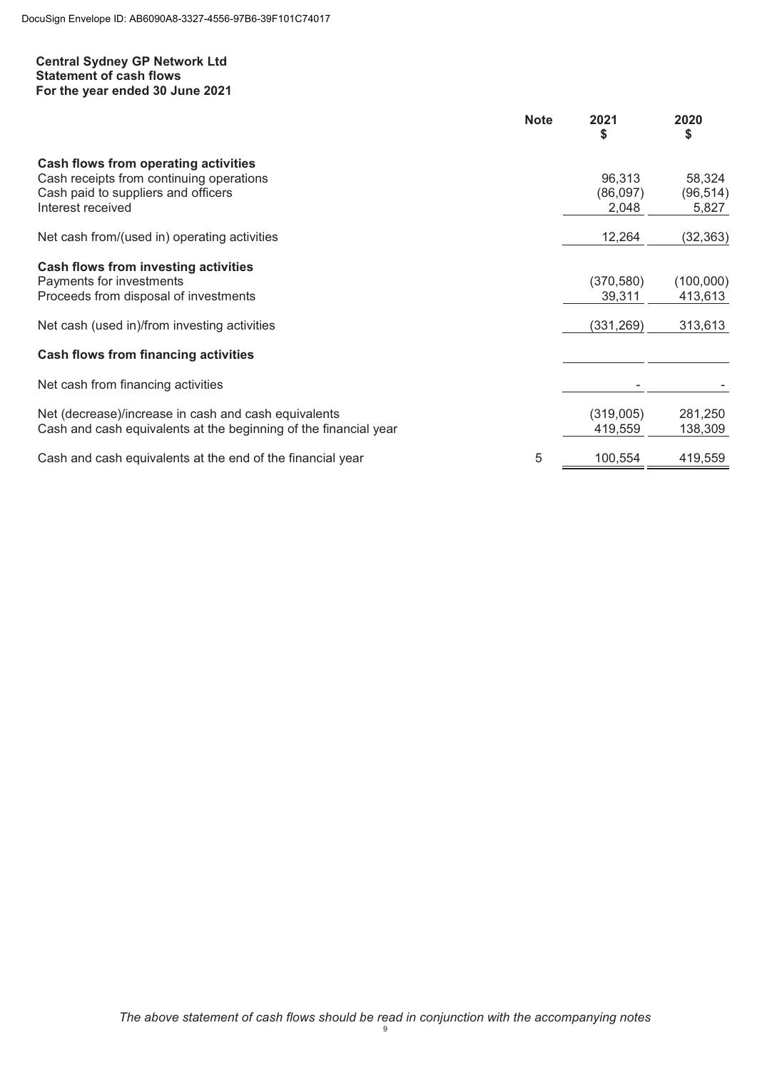DocuSign Envelope ID: AB6090A8-3327-4556-97B6-39F101C74017

**Central Sydney GP Network Ltd**
**Statement of cash flows**
**For the year ended 30 June 2021**

| | Note | 2021 $ | 2020 $ |
|---|---|---|---|
| **Cash flows from operating activities** | | | |
| Cash receipts from continuing operations | | 96,313 | 58,324 |
| Cash paid to suppliers and officers | | (86,097) | (96,514) |
| Interest received | | 2,048 | 5,827 |
| Net cash from/(used in) operating activities | | 12,264 | (32,363) |
| **Cash flows from investing activities** | | | |
| Payments for investments | | (370,580) | (100,000) |
| Proceeds from disposal of investments | | 39,311 | 413,613 |
| Net cash (used in)/from investing activities | | (331,269) | 313,613 |
| **Cash flows from financing activities** | | | |
| Net cash from financing activities | | - | - |
| Net (decrease)/increase in cash and cash equivalents | | (319,005) | 281,250 |
| Cash and cash equivalents at the beginning of the financial year | | 419,559 | 138,309 |
| Cash and cash equivalents at the end of the financial year | 5 | 100,554 | 419,559 |

*The above statement of cash flows should be read in conjunction with the accompanying notes*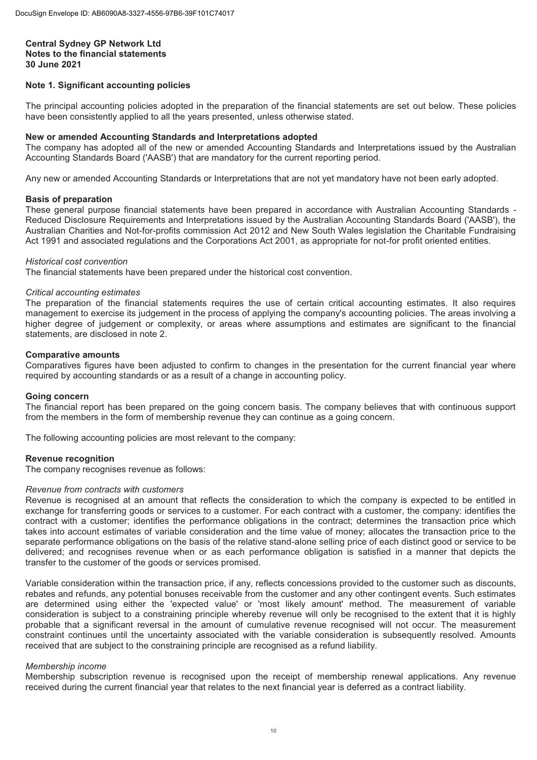**Central Sydney GP Network Ltd**
**Notes to the financial statements**
**30 June 2021**

## Note 1. Significant accounting policies

The principal accounting policies adopted in the preparation of the financial statements are set out below. These policies have been consistently applied to all the years presented, unless otherwise stated.

### New or amended Accounting Standards and Interpretations adopted

The company has adopted all of the new or amended Accounting Standards and Interpretations issued by the Australian Accounting Standards Board ('AASB') that are mandatory for the current reporting period.

Any new or amended Accounting Standards or Interpretations that are not yet mandatory have not been early adopted.

### Basis of preparation

These general purpose financial statements have been prepared in accordance with Australian Accounting Standards - Reduced Disclosure Requirements and Interpretations issued by the Australian Accounting Standards Board ('AASB'), the Australian Charities and Not-for-profits commission Act 2012 and New South Wales legislation the Charitable Fundraising Act 1991 and associated regulations and the Corporations Act 2001, as appropriate for not-for profit oriented entities.

*Historical cost convention*

The financial statements have been prepared under the historical cost convention.

*Critical accounting estimates*

The preparation of the financial statements requires the use of certain critical accounting estimates. It also requires management to exercise its judgement in the process of applying the company's accounting policies. The areas involving a higher degree of judgement or complexity, or areas where assumptions and estimates are significant to the financial statements, are disclosed in note 2.

### Comparative amounts

Comparatives figures have been adjusted to confirm to changes in the presentation for the current financial year where required by accounting standards or as a result of a change in accounting policy.

### Going concern

The financial report has been prepared on the going concern basis. The company believes that with continuous support from the members in the form of membership revenue they can continue as a going concern.

The following accounting policies are most relevant to the company:

### Revenue recognition

The company recognises revenue as follows:

*Revenue from contracts with customers*

Revenue is recognised at an amount that reflects the consideration to which the company is expected to be entitled in exchange for transferring goods or services to a customer. For each contract with a customer, the company: identifies the contract with a customer; identifies the performance obligations in the contract; determines the transaction price which takes into account estimates of variable consideration and the time value of money; allocates the transaction price to the separate performance obligations on the basis of the relative stand-alone selling price of each distinct good or service to be delivered; and recognises revenue when or as each performance obligation is satisfied in a manner that depicts the transfer to the customer of the goods or services promised.

Variable consideration within the transaction price, if any, reflects concessions provided to the customer such as discounts, rebates and refunds, any potential bonuses receivable from the customer and any other contingent events. Such estimates are determined using either the 'expected value' or 'most likely amount' method. The measurement of variable consideration is subject to a constraining principle whereby revenue will only be recognised to the extent that it is highly probable that a significant reversal in the amount of cumulative revenue recognised will not occur. The measurement constraint continues until the uncertainty associated with the variable consideration is subsequently resolved. Amounts received that are subject to the constraining principle are recognised as a refund liability.

*Membership income*

Membership subscription revenue is recognised upon the receipt of membership renewal applications. Any revenue received during the current financial year that relates to the next financial year is deferred as a contract liability.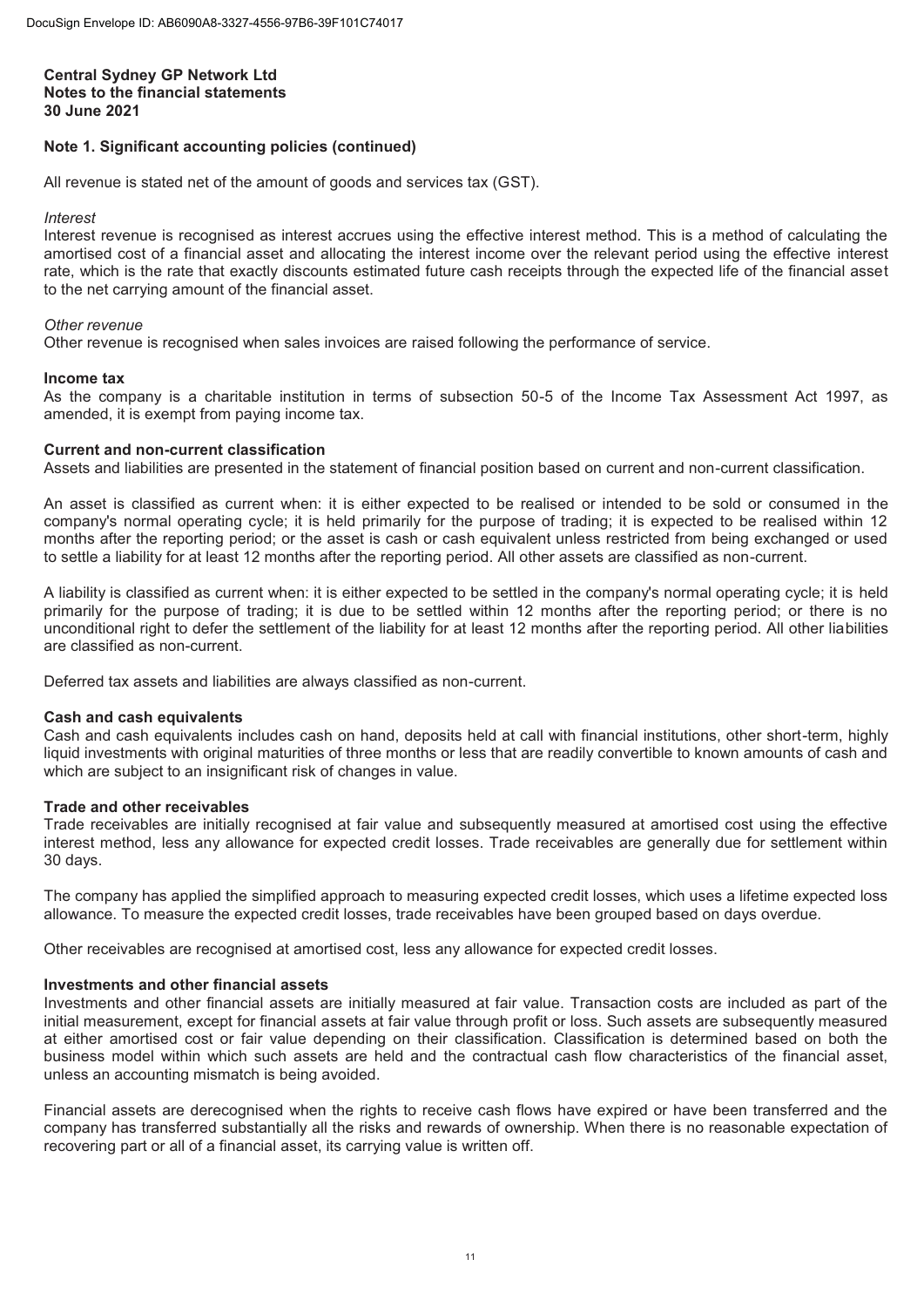**Central Sydney GP Network Ltd**
**Notes to the financial statements**
**30 June 2021**

## Note 1. Significant accounting policies (continued)

All revenue is stated net of the amount of goods and services tax (GST).

*Interest*
Interest revenue is recognised as interest accrues using the effective interest method. This is a method of calculating the amortised cost of a financial asset and allocating the interest income over the relevant period using the effective interest rate, which is the rate that exactly discounts estimated future cash receipts through the expected life of the financial asset to the net carrying amount of the financial asset.

*Other revenue*
Other revenue is recognised when sales invoices are raised following the performance of service.

**Income tax**
As the company is a charitable institution in terms of subsection 50-5 of the Income Tax Assessment Act 1997, as amended, it is exempt from paying income tax.

**Current and non-current classification**
Assets and liabilities are presented in the statement of financial position based on current and non-current classification.

An asset is classified as current when: it is either expected to be realised or intended to be sold or consumed in the company's normal operating cycle; it is held primarily for the purpose of trading; it is expected to be realised within 12 months after the reporting period; or the asset is cash or cash equivalent unless restricted from being exchanged or used to settle a liability for at least 12 months after the reporting period. All other assets are classified as non-current.

A liability is classified as current when: it is either expected to be settled in the company's normal operating cycle; it is held primarily for the purpose of trading; it is due to be settled within 12 months after the reporting period; or there is no unconditional right to defer the settlement of the liability for at least 12 months after the reporting period. All other liabilities are classified as non-current.

Deferred tax assets and liabilities are always classified as non-current.

**Cash and cash equivalents**
Cash and cash equivalents includes cash on hand, deposits held at call with financial institutions, other short-term, highly liquid investments with original maturities of three months or less that are readily convertible to known amounts of cash and which are subject to an insignificant risk of changes in value.

**Trade and other receivables**
Trade receivables are initially recognised at fair value and subsequently measured at amortised cost using the effective interest method, less any allowance for expected credit losses. Trade receivables are generally due for settlement within 30 days.

The company has applied the simplified approach to measuring expected credit losses, which uses a lifetime expected loss allowance. To measure the expected credit losses, trade receivables have been grouped based on days overdue.

Other receivables are recognised at amortised cost, less any allowance for expected credit losses.

**Investments and other financial assets**
Investments and other financial assets are initially measured at fair value. Transaction costs are included as part of the initial measurement, except for financial assets at fair value through profit or loss. Such assets are subsequently measured at either amortised cost or fair value depending on their classification. Classification is determined based on both the business model within which such assets are held and the contractual cash flow characteristics of the financial asset, unless an accounting mismatch is being avoided.

Financial assets are derecognised when the rights to receive cash flows have expired or have been transferred and the company has transferred substantially all the risks and rewards of ownership. When there is no reasonable expectation of recovering part or all of a financial asset, its carrying value is written off.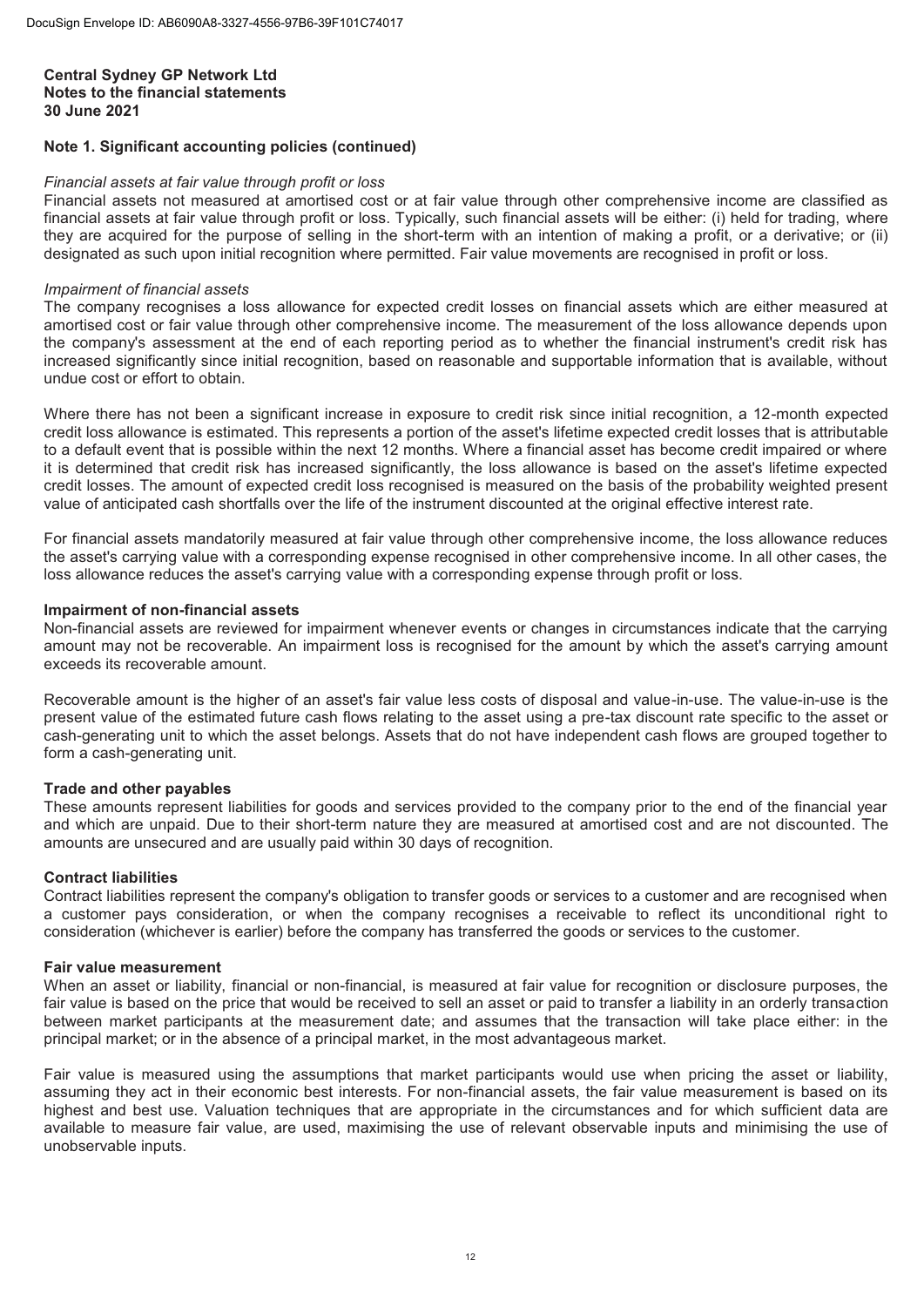**Central Sydney GP Network Ltd**
**Notes to the financial statements**
**30 June 2021**

## Note 1. Significant accounting policies (continued)

*Financial assets at fair value through profit or loss*
Financial assets not measured at amortised cost or at fair value through other comprehensive income are classified as financial assets at fair value through profit or loss. Typically, such financial assets will be either: (i) held for trading, where they are acquired for the purpose of selling in the short-term with an intention of making a profit, or a derivative; or (ii) designated as such upon initial recognition where permitted. Fair value movements are recognised in profit or loss.

*Impairment of financial assets*
The company recognises a loss allowance for expected credit losses on financial assets which are either measured at amortised cost or fair value through other comprehensive income. The measurement of the loss allowance depends upon the company's assessment at the end of each reporting period as to whether the financial instrument's credit risk has increased significantly since initial recognition, based on reasonable and supportable information that is available, without undue cost or effort to obtain.

Where there has not been a significant increase in exposure to credit risk since initial recognition, a 12-month expected credit loss allowance is estimated. This represents a portion of the asset's lifetime expected credit losses that is attributable to a default event that is possible within the next 12 months. Where a financial asset has become credit impaired or where it is determined that credit risk has increased significantly, the loss allowance is based on the asset's lifetime expected credit losses. The amount of expected credit loss recognised is measured on the basis of the probability weighted present value of anticipated cash shortfalls over the life of the instrument discounted at the original effective interest rate.

For financial assets mandatorily measured at fair value through other comprehensive income, the loss allowance reduces the asset's carrying value with a corresponding expense recognised in other comprehensive income. In all other cases, the loss allowance reduces the asset's carrying value with a corresponding expense through profit or loss.

**Impairment of non-financial assets**
Non-financial assets are reviewed for impairment whenever events or changes in circumstances indicate that the carrying amount may not be recoverable. An impairment loss is recognised for the amount by which the asset's carrying amount exceeds its recoverable amount.

Recoverable amount is the higher of an asset's fair value less costs of disposal and value-in-use. The value-in-use is the present value of the estimated future cash flows relating to the asset using a pre-tax discount rate specific to the asset or cash-generating unit to which the asset belongs. Assets that do not have independent cash flows are grouped together to form a cash-generating unit.

**Trade and other payables**
These amounts represent liabilities for goods and services provided to the company prior to the end of the financial year and which are unpaid. Due to their short-term nature they are measured at amortised cost and are not discounted. The amounts are unsecured and are usually paid within 30 days of recognition.

**Contract liabilities**
Contract liabilities represent the company's obligation to transfer goods or services to a customer and are recognised when a customer pays consideration, or when the company recognises a receivable to reflect its unconditional right to consideration (whichever is earlier) before the company has transferred the goods or services to the customer.

**Fair value measurement**
When an asset or liability, financial or non-financial, is measured at fair value for recognition or disclosure purposes, the fair value is based on the price that would be received to sell an asset or paid to transfer a liability in an orderly transaction between market participants at the measurement date; and assumes that the transaction will take place either: in the principal market; or in the absence of a principal market, in the most advantageous market.

Fair value is measured using the assumptions that market participants would use when pricing the asset or liability, assuming they act in their economic best interests. For non-financial assets, the fair value measurement is based on its highest and best use. Valuation techniques that are appropriate in the circumstances and for which sufficient data are available to measure fair value, are used, maximising the use of relevant observable inputs and minimising the use of unobservable inputs.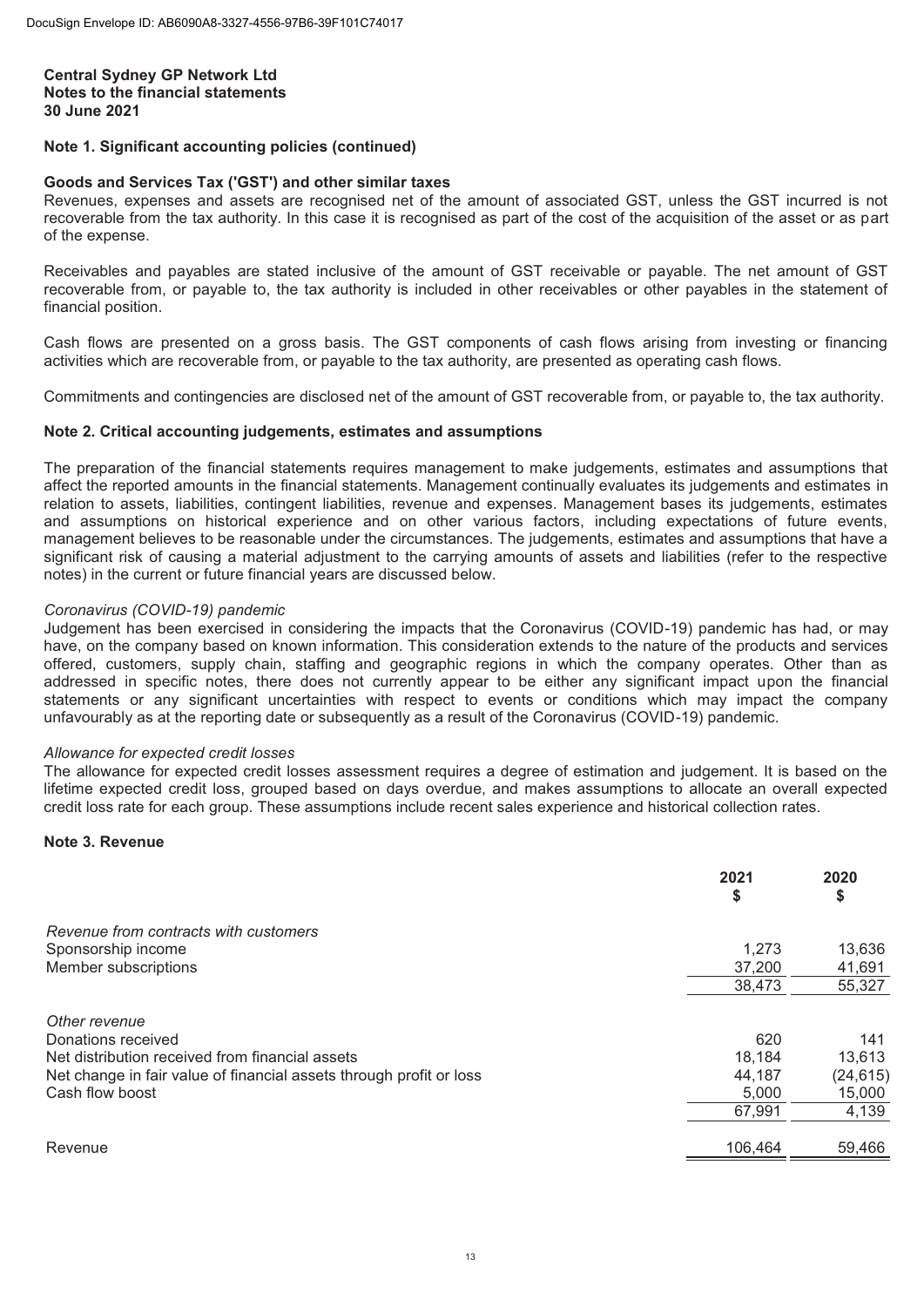Central Sydney GP Network Ltd
Notes to the financial statements
30 June 2021

### Note 1. Significant accounting policies (continued)

**Goods and Services Tax ('GST') and other similar taxes**

Revenues, expenses and assets are recognised net of the amount of associated GST, unless the GST incurred is not recoverable from the tax authority. In this case it is recognised as part of the cost of the acquisition of the asset or as part of the expense.

Receivables and payables are stated inclusive of the amount of GST receivable or payable. The net amount of GST recoverable from, or payable to, the tax authority is included in other receivables or other payables in the statement of financial position.

Cash flows are presented on a gross basis. The GST components of cash flows arising from investing or financing activities which are recoverable from, or payable to the tax authority, are presented as operating cash flows.

Commitments and contingencies are disclosed net of the amount of GST recoverable from, or payable to, the tax authority.

### Note 2. Critical accounting judgements, estimates and assumptions

The preparation of the financial statements requires management to make judgements, estimates and assumptions that affect the reported amounts in the financial statements. Management continually evaluates its judgements and estimates in relation to assets, liabilities, contingent liabilities, revenue and expenses. Management bases its judgements, estimates and assumptions on historical experience and on other various factors, including expectations of future events, management believes to be reasonable under the circumstances. The judgements, estimates and assumptions that have a significant risk of causing a material adjustment to the carrying amounts of assets and liabilities (refer to the respective notes) in the current or future financial years are discussed below.

*Coronavirus (COVID-19) pandemic*

Judgement has been exercised in considering the impacts that the Coronavirus (COVID-19) pandemic has had, or may have, on the company based on known information. This consideration extends to the nature of the products and services offered, customers, supply chain, staffing and geographic regions in which the company operates. Other than as addressed in specific notes, there does not currently appear to be either any significant impact upon the financial statements or any significant uncertainties with respect to events or conditions which may impact the company unfavourably as at the reporting date or subsequently as a result of the Coronavirus (COVID-19) pandemic.

*Allowance for expected credit losses*

The allowance for expected credit losses assessment requires a degree of estimation and judgement. It is based on the lifetime expected credit loss, grouped based on days overdue, and makes assumptions to allocate an overall expected credit loss rate for each group. These assumptions include recent sales experience and historical collection rates.

### Note 3. Revenue

| | 2021<br>$ | 2020<br>$ |
|---|---|---|
| *Revenue from contracts with customers* | | |
| Sponsorship income | 1,273 | 13,636 |
| Member subscriptions | 37,200 | 41,691 |
| | 38,473 | 55,327 |
| *Other revenue* | | |
| Donations received | 620 | 141 |
| Net distribution received from financial assets | 18,184 | 13,613 |
| Net change in fair value of financial assets through profit or loss | 44,187 | (24,615) |
| Cash flow boost | 5,000 | 15,000 |
| | 67,991 | 4,139 |
| Revenue | 106,464 | 59,466 |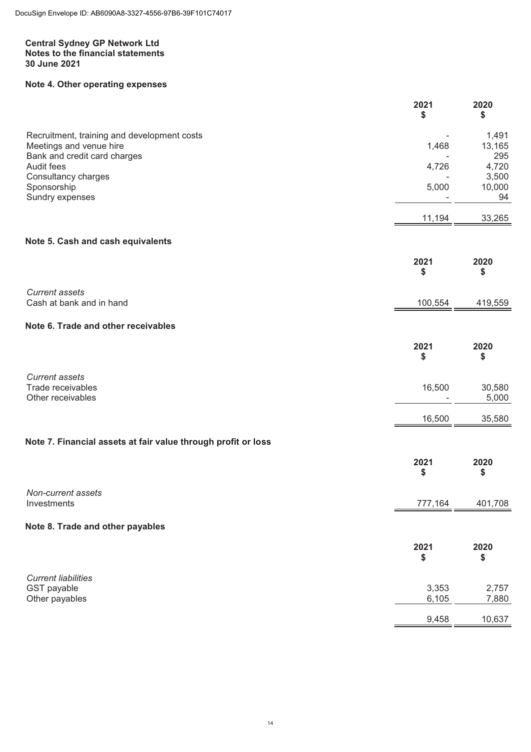**Central Sydney GP Network Ltd**
**Notes to the financial statements**
**30 June 2021**

## Note 4. Other operating expenses

| | 2021 $ | 2020 $ |
|---|---|---|
| Recruitment, training and development costs | - | 1,491 |
| Meetings and venue hire | 1,468 | 13,165 |
| Bank and credit card charges | - | 295 |
| Audit fees | 4,726 | 4,720 |
| Consultancy charges | - | 3,500 |
| Sponsorship | 5,000 | 10,000 |
| Sundry expenses | - | 94 |
| | 11,194 | 33,265 |

## Note 5. Cash and cash equivalents

| | 2021 $ | 2020 $ |
|---|---|---|
| *Current assets* | | |
| Cash at bank and in hand | 100,554 | 419,559 |

## Note 6. Trade and other receivables

| | 2021 $ | 2020 $ |
|---|---|---|
| *Current assets* | | |
| Trade receivables | 16,500 | 30,580 |
| Other receivables | - | 5,000 |
| | 16,500 | 35,580 |

## Note 7. Financial assets at fair value through profit or loss

| | 2021 $ | 2020 $ |
|---|---|---|
| *Non-current assets* | | |
| Investments | 777,164 | 401,708 |

## Note 8. Trade and other payables

| | 2021 $ | 2020 $ |
|---|---|---|
| *Current liabilities* | | |
| GST payable | 3,353 | 2,757 |
| Other payables | 6,105 | 7,880 |
| | 9,458 | 10,637 |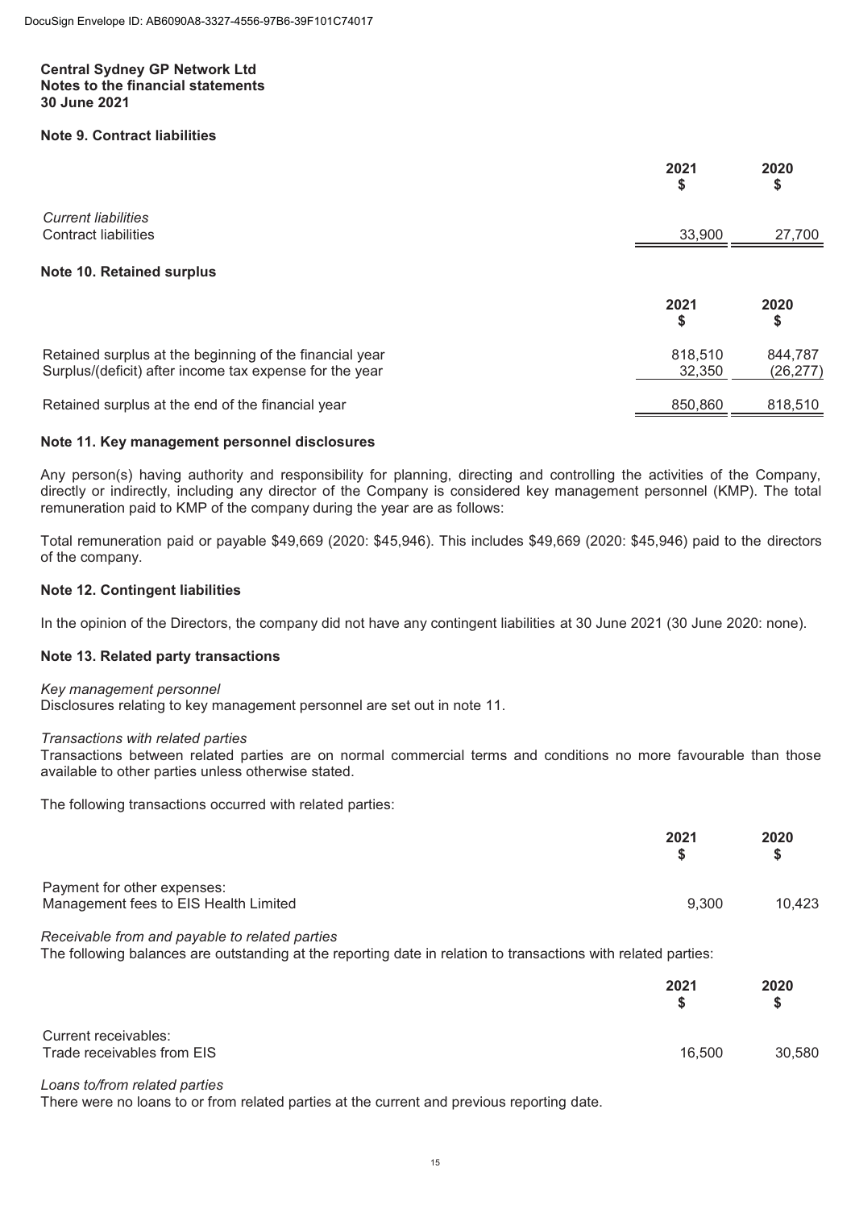DocuSign Envelope ID: AB6090A8-3327-4556-97B6-39F101C74017

**Central Sydney GP Network Ltd**
**Notes to the financial statements**
**30 June 2021**

## Note 9. Contract liabilities

| | 2021 $ | 2020 $ |
|---|---|---|
| *Current liabilities* | | |
| Contract liabilities | 33,900 | 27,700 |

## Note 10. Retained surplus

| | 2021 $ | 2020 $ |
|---|---|---|
| Retained surplus at the beginning of the financial year | 818,510 | 844,787 |
| Surplus/(deficit) after income tax expense for the year | 32,350 | (26,277) |
| Retained surplus at the end of the financial year | 850,860 | 818,510 |

## Note 11. Key management personnel disclosures

Any person(s) having authority and responsibility for planning, directing and controlling the activities of the Company, directly or indirectly, including any director of the Company is considered key management personnel (KMP). The total remuneration paid to KMP of the company during the year are as follows:

Total remuneration paid or payable $49,669 (2020: $45,946). This includes $49,669 (2020: $45,946) paid to the directors of the company.

## Note 12. Contingent liabilities

In the opinion of the Directors, the company did not have any contingent liabilities at 30 June 2021 (30 June 2020: none).

## Note 13. Related party transactions

*Key management personnel*
Disclosures relating to key management personnel are set out in note 11.

*Transactions with related parties*
Transactions between related parties are on normal commercial terms and conditions no more favourable than those available to other parties unless otherwise stated.

The following transactions occurred with related parties:

| | 2021 $ | 2020 $ |
|---|---|---|
| Payment for other expenses: | | |
| Management fees to EIS Health Limited | 9,300 | 10,423 |

*Receivable from and payable to related parties*
The following balances are outstanding at the reporting date in relation to transactions with related parties:

| | 2021 $ | 2020 $ |
|---|---|---|
| Current receivables: | | |
| Trade receivables from EIS | 16,500 | 30,580 |

*Loans to/from related parties*
There were no loans to or from related parties at the current and previous reporting date.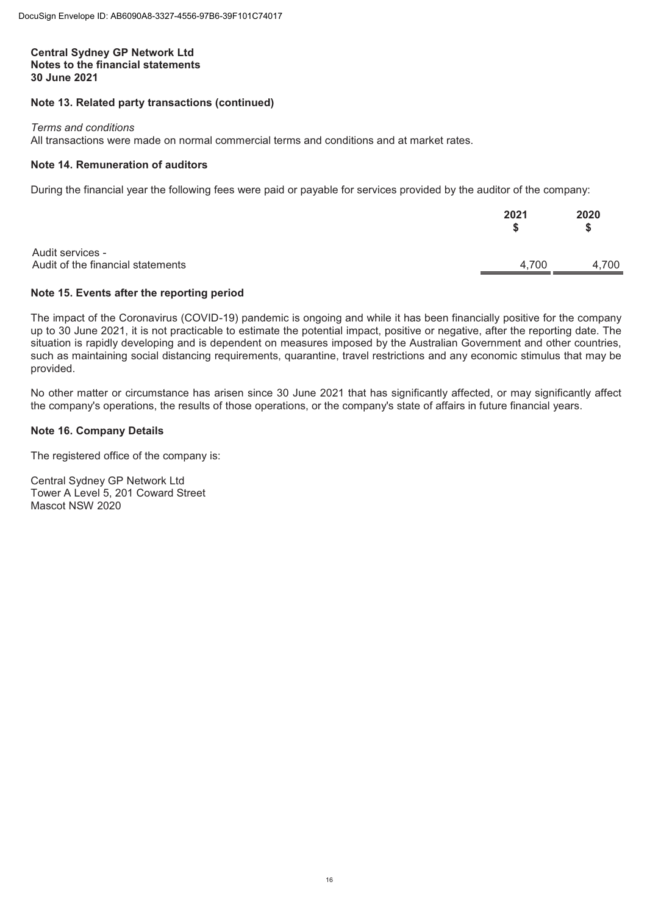**Central Sydney GP Network Ltd**
**Notes to the financial statements**
**30 June 2021**

## Note 13. Related party transactions (continued)

*Terms and conditions*
All transactions were made on normal commercial terms and conditions and at market rates.

## Note 14. Remuneration of auditors

During the financial year the following fees were paid or payable for services provided by the auditor of the company:

| | 2021 $ | 2020 $ |
|---|---|---|
| Audit services - | | |
| Audit of the financial statements | 4,700 | 4,700 |

## Note 15. Events after the reporting period

The impact of the Coronavirus (COVID-19) pandemic is ongoing and while it has been financially positive for the company up to 30 June 2021, it is not practicable to estimate the potential impact, positive or negative, after the reporting date. The situation is rapidly developing and is dependent on measures imposed by the Australian Government and other countries, such as maintaining social distancing requirements, quarantine, travel restrictions and any economic stimulus that may be provided.

No other matter or circumstance has arisen since 30 June 2021 that has significantly affected, or may significantly affect the company's operations, the results of those operations, or the company's state of affairs in future financial years.

## Note 16. Company Details

The registered office of the company is:

Central Sydney GP Network Ltd
Tower A Level 5, 201 Coward Street
Mascot NSW 2020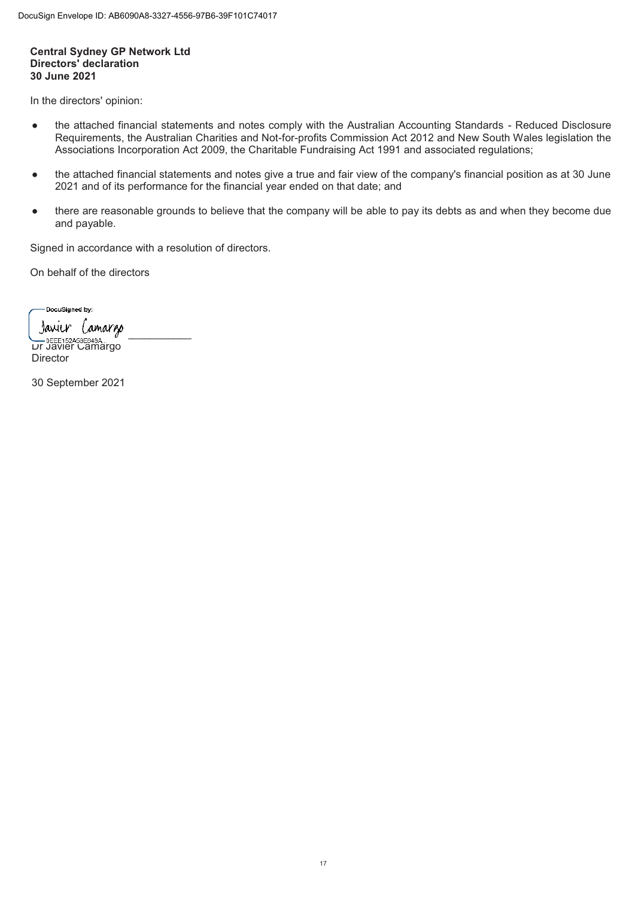**Central Sydney GP Network Ltd**
**Directors' declaration**
**30 June 2021**

In the directors' opinion:

- the attached financial statements and notes comply with the Australian Accounting Standards - Reduced Disclosure Requirements, the Australian Charities and Not-for-profits Commission Act 2012 and New South Wales legislation the Associations Incorporation Act 2009, the Charitable Fundraising Act 1991 and associated regulations;

- the attached financial statements and notes give a true and fair view of the company's financial position as at 30 June 2021 and of its performance for the financial year ended on that date; and

- there are reasonable grounds to believe that the company will be able to pay its debts as and when they become due and payable.

Signed in accordance with a resolution of directors.

On behalf of the directors

DocuSigned by:
Javier Camargo
0EEE152A58E848A...

___________
Dr Javier Camargo
Director

30 September 2021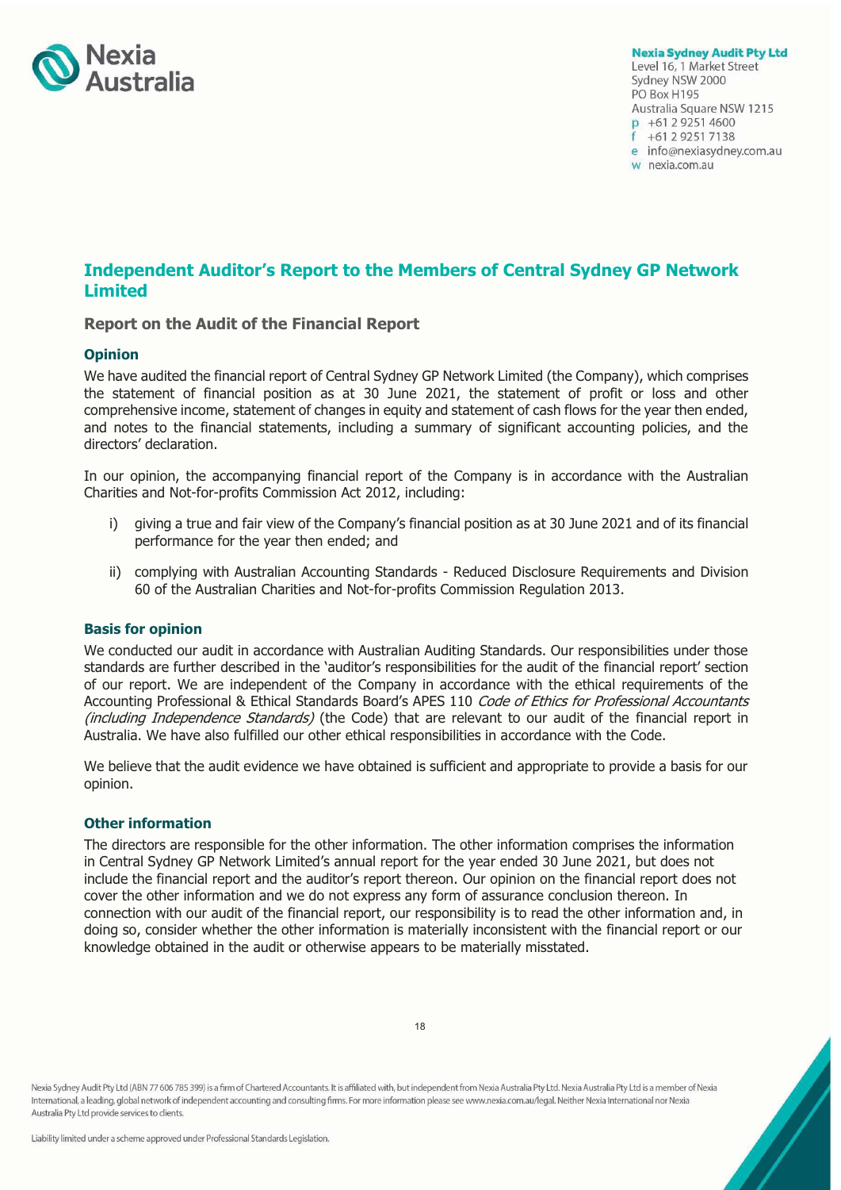**Nexia Sydney Audit Pty Ltd**
Level 16, 1 Market Street
Sydney NSW 2000
PO Box H195
Australia Square NSW 1215
p +61 2 9251 4600
f +61 2 9251 7138
e info@nexiasydney.com.au
w nexia.com.au

# Independent Auditor's Report to the Members of Central Sydney GP Network Limited

## Report on the Audit of the Financial Report

### Opinion

We have audited the financial report of Central Sydney GP Network Limited (the Company), which comprises the statement of financial position as at 30 June 2021, the statement of profit or loss and other comprehensive income, statement of changes in equity and statement of cash flows for the year then ended, and notes to the financial statements, including a summary of significant accounting policies, and the directors' declaration.

In our opinion, the accompanying financial report of the Company is in accordance with the Australian Charities and Not-for-profits Commission Act 2012, including:

i) giving a true and fair view of the Company's financial position as at 30 June 2021 and of its financial performance for the year then ended; and

ii) complying with Australian Accounting Standards - Reduced Disclosure Requirements and Division 60 of the Australian Charities and Not-for-profits Commission Regulation 2013.

### Basis for opinion

We conducted our audit in accordance with Australian Auditing Standards. Our responsibilities under those standards are further described in the 'auditor's responsibilities for the audit of the financial report' section of our report. We are independent of the Company in accordance with the ethical requirements of the Accounting Professional & Ethical Standards Board's APES 110 *Code of Ethics for Professional Accountants (including Independence Standards)* (the Code) that are relevant to our audit of the financial report in Australia. We have also fulfilled our other ethical responsibilities in accordance with the Code.

We believe that the audit evidence we have obtained is sufficient and appropriate to provide a basis for our opinion.

### Other information

The directors are responsible for the other information. The other information comprises the information in Central Sydney GP Network Limited's annual report for the year ended 30 June 2021, but does not include the financial report and the auditor's report thereon. Our opinion on the financial report does not cover the other information and we do not express any form of assurance conclusion thereon. In connection with our audit of the financial report, our responsibility is to read the other information and, in doing so, consider whether the other information is materially inconsistent with the financial report or our knowledge obtained in the audit or otherwise appears to be materially misstated.

Nexia Sydney Audit Pty Ltd (ABN 77 606 785 399) is a firm of Chartered Accountants. It is affiliated with, but independent from Nexia Australia Pty Ltd. Nexia Australia Pty Ltd is a member of Nexia International, a leading, global network of independent accounting and consulting firms. For more information please see www.nexia.com.au/legal. Neither Nexia International nor Nexia Australia Pty Ltd provide services to clients.

Liability limited under a scheme approved under Professional Standards Legislation.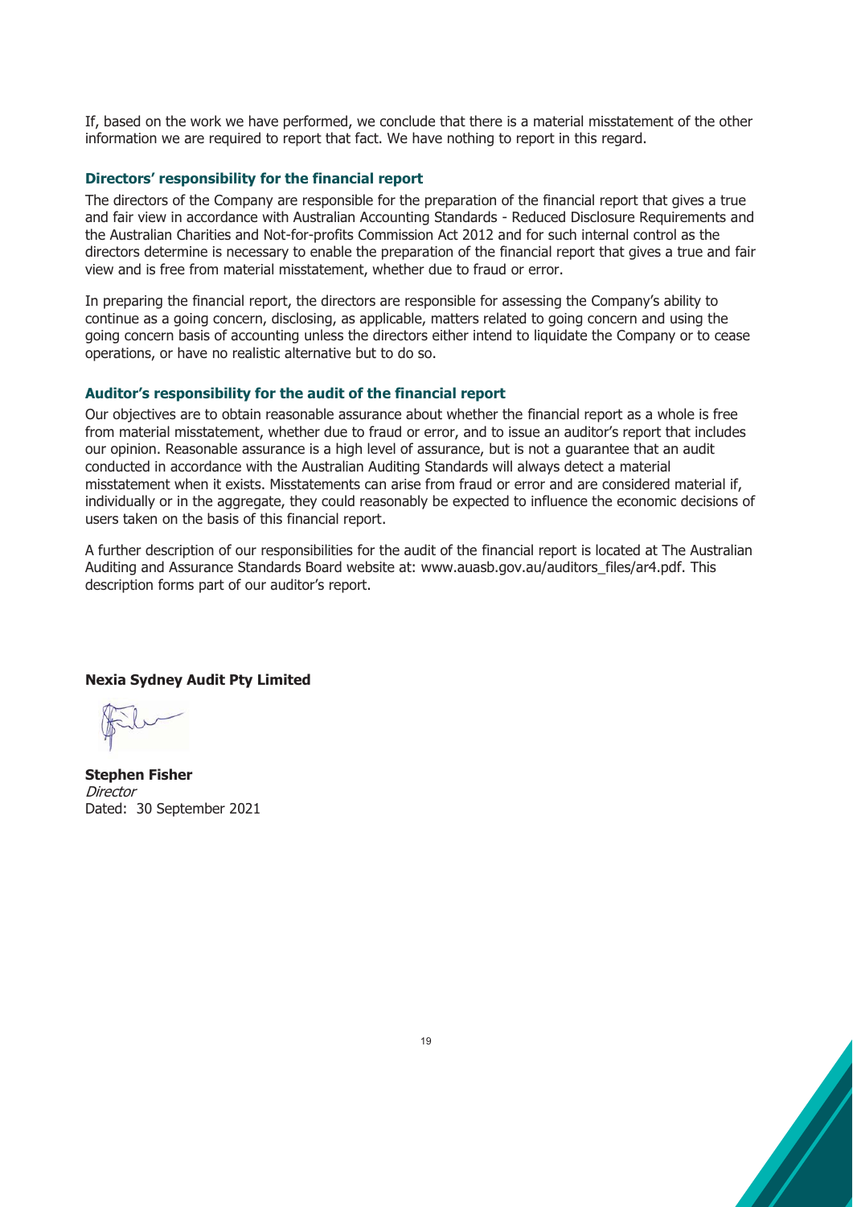If, based on the work we have performed, we conclude that there is a material misstatement of the other information we are required to report that fact. We have nothing to report in this regard.

### Directors' responsibility for the financial report

The directors of the Company are responsible for the preparation of the financial report that gives a true and fair view in accordance with Australian Accounting Standards - Reduced Disclosure Requirements and the Australian Charities and Not-for-profits Commission Act 2012 and for such internal control as the directors determine is necessary to enable the preparation of the financial report that gives a true and fair view and is free from material misstatement, whether due to fraud or error.

In preparing the financial report, the directors are responsible for assessing the Company's ability to continue as a going concern, disclosing, as applicable, matters related to going concern and using the going concern basis of accounting unless the directors either intend to liquidate the Company or to cease operations, or have no realistic alternative but to do so.

### Auditor's responsibility for the audit of the financial report

Our objectives are to obtain reasonable assurance about whether the financial report as a whole is free from material misstatement, whether due to fraud or error, and to issue an auditor's report that includes our opinion. Reasonable assurance is a high level of assurance, but is not a guarantee that an audit conducted in accordance with the Australian Auditing Standards will always detect a material misstatement when it exists. Misstatements can arise from fraud or error and are considered material if, individually or in the aggregate, they could reasonably be expected to influence the economic decisions of users taken on the basis of this financial report.

A further description of our responsibilities for the audit of the financial report is located at The Australian Auditing and Assurance Standards Board website at: www.auasb.gov.au/auditors_files/ar4.pdf. This description forms part of our auditor's report.

**Nexia Sydney Audit Pty Limited**

**Stephen Fisher**
*Director*
Dated: 30 September 2021